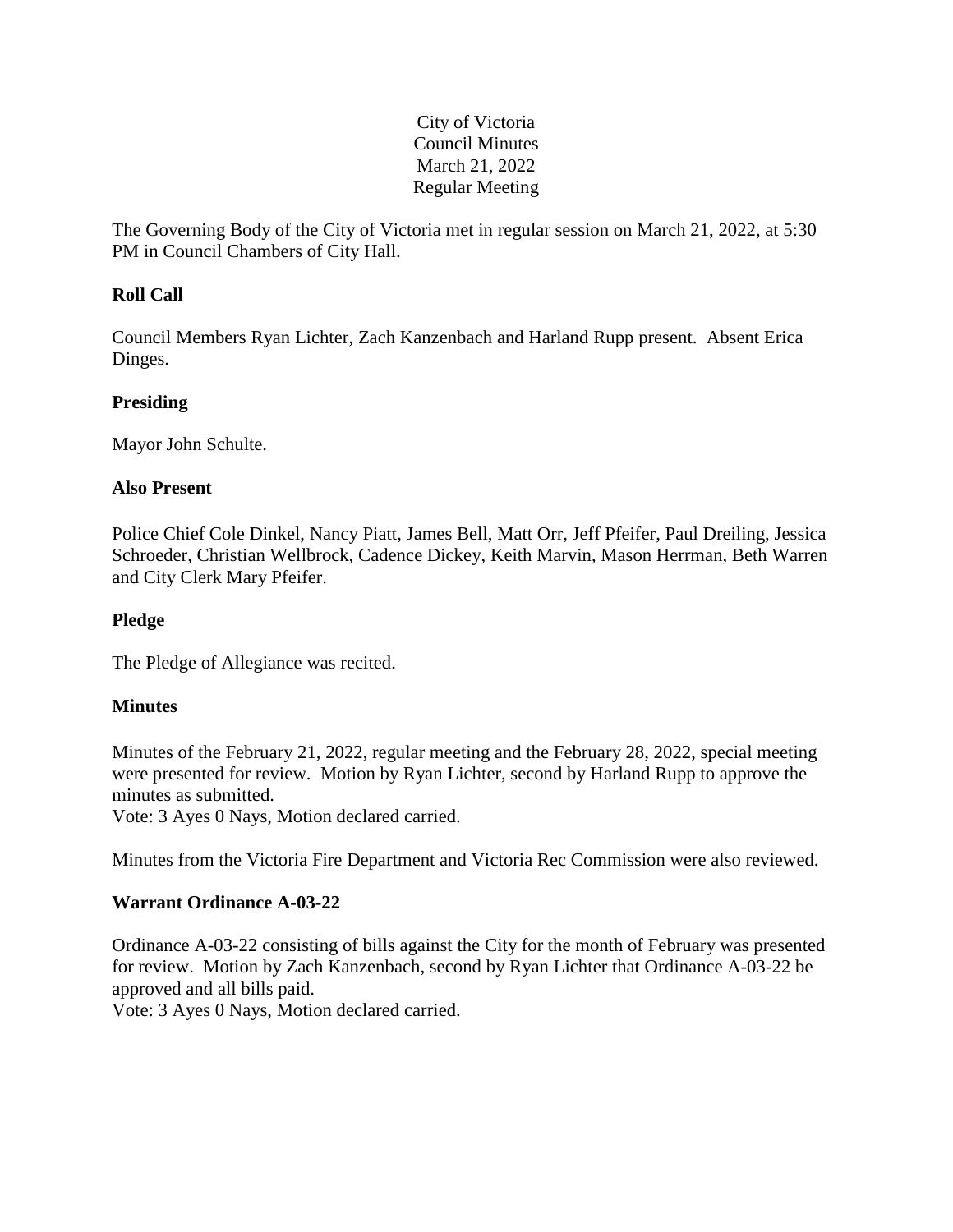City of Victoria
Council Minutes
March 21, 2022
Regular Meeting

The Governing Body of the City of Victoria met in regular session on March 21, 2022, at 5:30 PM in Council Chambers of City Hall.

**Roll Call**

Council Members Ryan Lichter, Zach Kanzenbach and Harland Rupp present. Absent Erica Dinges.

**Presiding**

Mayor John Schulte.

**Also Present**

Police Chief Cole Dinkel, Nancy Piatt, James Bell, Matt Orr, Jeff Pfeifer, Paul Dreiling, Jessica Schroeder, Christian Wellbrock, Cadence Dickey, Keith Marvin, Mason Herrman, Beth Warren and City Clerk Mary Pfeifer.

**Pledge**

The Pledge of Allegiance was recited.

**Minutes**

Minutes of the February 21, 2022, regular meeting and the February 28, 2022, special meeting were presented for review. Motion by Ryan Lichter, second by Harland Rupp to approve the minutes as submitted.
Vote: 3 Ayes 0 Nays, Motion declared carried.

Minutes from the Victoria Fire Department and Victoria Rec Commission were also reviewed.

**Warrant Ordinance A-03-22**

Ordinance A-03-22 consisting of bills against the City for the month of February was presented for review. Motion by Zach Kanzenbach, second by Ryan Lichter that Ordinance A-03-22 be approved and all bills paid.
Vote: 3 Ayes 0 Nays, Motion declared carried.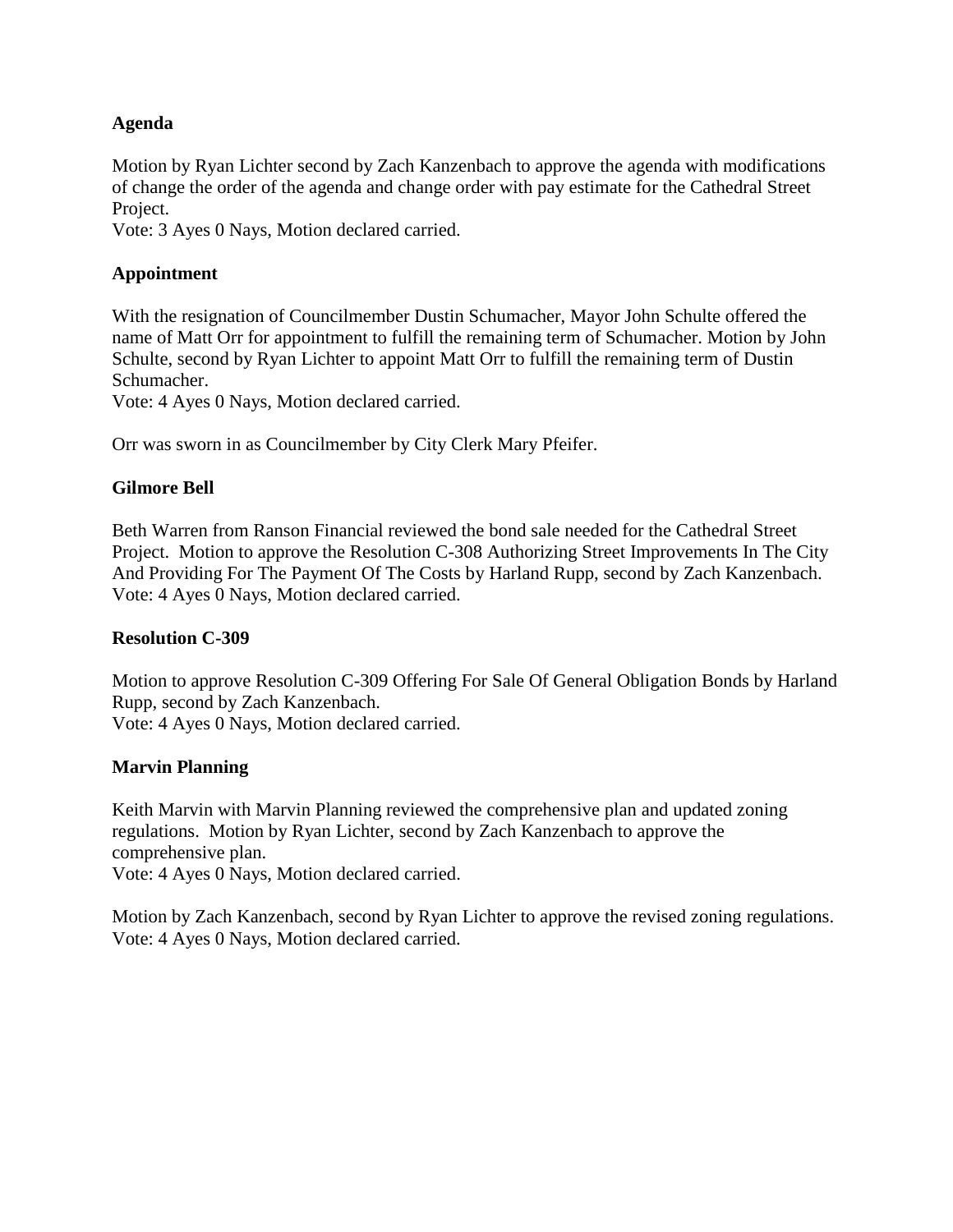**Agenda**

Motion by Ryan Lichter second by Zach Kanzenbach to approve the agenda with modifications of change the order of the agenda and change order with pay estimate for the Cathedral Street Project.
Vote: 3 Ayes 0 Nays, Motion declared carried.

**Appointment**

With the resignation of Councilmember Dustin Schumacher, Mayor John Schulte offered the name of Matt Orr for appointment to fulfill the remaining term of Schumacher. Motion by John Schulte, second by Ryan Lichter to appoint Matt Orr to fulfill the remaining term of Dustin Schumacher.
Vote: 4 Ayes 0 Nays, Motion declared carried.

Orr was sworn in as Councilmember by City Clerk Mary Pfeifer.

**Gilmore Bell**

Beth Warren from Ranson Financial reviewed the bond sale needed for the Cathedral Street Project. Motion to approve the Resolution C-308 Authorizing Street Improvements In The City And Providing For The Payment Of The Costs by Harland Rupp, second by Zach Kanzenbach.
Vote: 4 Ayes 0 Nays, Motion declared carried.

**Resolution C-309**

Motion to approve Resolution C-309 Offering For Sale Of General Obligation Bonds by Harland Rupp, second by Zach Kanzenbach.
Vote: 4 Ayes 0 Nays, Motion declared carried.

**Marvin Planning**

Keith Marvin with Marvin Planning reviewed the comprehensive plan and updated zoning regulations. Motion by Ryan Lichter, second by Zach Kanzenbach to approve the comprehensive plan.
Vote: 4 Ayes 0 Nays, Motion declared carried.

Motion by Zach Kanzenbach, second by Ryan Lichter to approve the revised zoning regulations.
Vote: 4 Ayes 0 Nays, Motion declared carried.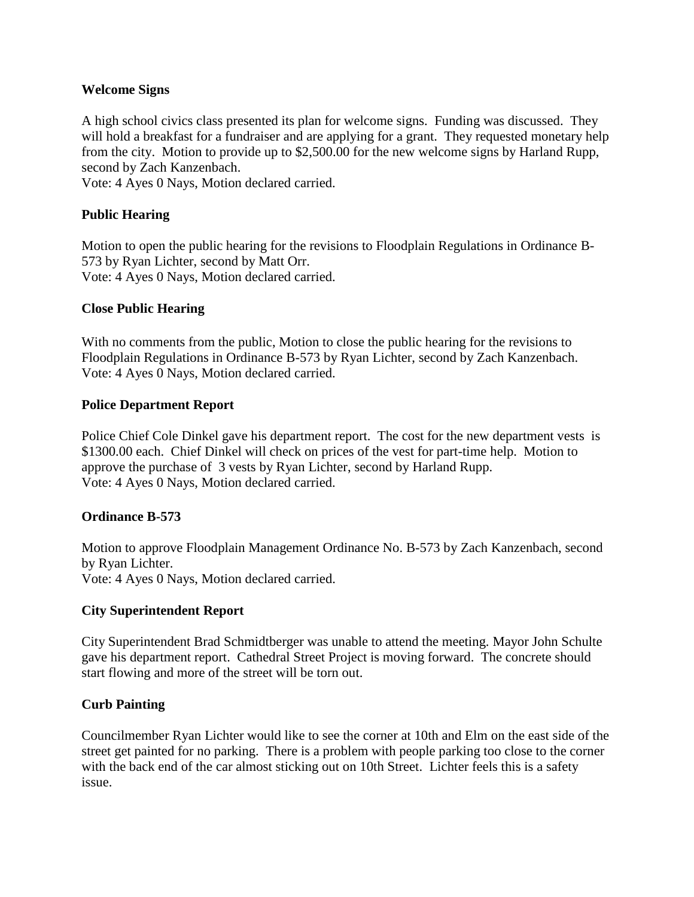**Welcome Signs**

A high school civics class presented its plan for welcome signs. Funding was discussed. They will hold a breakfast for a fundraiser and are applying for a grant. They requested monetary help from the city. Motion to provide up to $2,500.00 for the new welcome signs by Harland Rupp, second by Zach Kanzenbach.
Vote: 4 Ayes 0 Nays, Motion declared carried.

**Public Hearing**

Motion to open the public hearing for the revisions to Floodplain Regulations in Ordinance B-573 by Ryan Lichter, second by Matt Orr.
Vote: 4 Ayes 0 Nays, Motion declared carried.

**Close Public Hearing**

With no comments from the public, Motion to close the public hearing for the revisions to Floodplain Regulations in Ordinance B-573 by Ryan Lichter, second by Zach Kanzenbach.
Vote: 4 Ayes 0 Nays, Motion declared carried.

**Police Department Report**

Police Chief Cole Dinkel gave his department report. The cost for the new department vests is $1300.00 each. Chief Dinkel will check on prices of the vest for part-time help. Motion to approve the purchase of 3 vests by Ryan Lichter, second by Harland Rupp.
Vote: 4 Ayes 0 Nays, Motion declared carried.

**Ordinance B-573**

Motion to approve Floodplain Management Ordinance No. B-573 by Zach Kanzenbach, second by Ryan Lichter.
Vote: 4 Ayes 0 Nays, Motion declared carried.

**City Superintendent Report**

City Superintendent Brad Schmidtberger was unable to attend the meeting. Mayor John Schulte gave his department report. Cathedral Street Project is moving forward. The concrete should start flowing and more of the street will be torn out.

**Curb Painting**

Councilmember Ryan Lichter would like to see the corner at 10th and Elm on the east side of the street get painted for no parking. There is a problem with people parking too close to the corner with the back end of the car almost sticking out on 10th Street. Lichter feels this is a safety issue.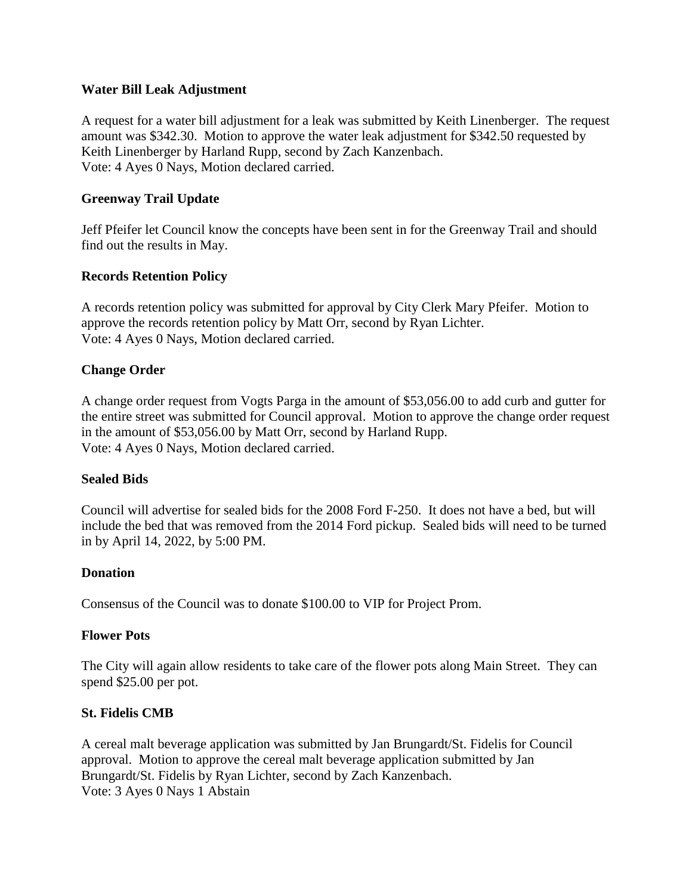**Water Bill Leak Adjustment**

A request for a water bill adjustment for a leak was submitted by Keith Linenberger. The request amount was $342.30. Motion to approve the water leak adjustment for $342.50 requested by Keith Linenberger by Harland Rupp, second by Zach Kanzenbach.
Vote: 4 Ayes 0 Nays, Motion declared carried.

**Greenway Trail Update**

Jeff Pfeifer let Council know the concepts have been sent in for the Greenway Trail and should find out the results in May.

**Records Retention Policy**

A records retention policy was submitted for approval by City Clerk Mary Pfeifer. Motion to approve the records retention policy by Matt Orr, second by Ryan Lichter.
Vote: 4 Ayes 0 Nays, Motion declared carried.

**Change Order**

A change order request from Vogts Parga in the amount of $53,056.00 to add curb and gutter for the entire street was submitted for Council approval. Motion to approve the change order request in the amount of $53,056.00 by Matt Orr, second by Harland Rupp.
Vote: 4 Ayes 0 Nays, Motion declared carried.

**Sealed Bids**

Council will advertise for sealed bids for the 2008 Ford F-250. It does not have a bed, but will include the bed that was removed from the 2014 Ford pickup. Sealed bids will need to be turned in by April 14, 2022, by 5:00 PM.

**Donation**

Consensus of the Council was to donate $100.00 to VIP for Project Prom.

**Flower Pots**

The City will again allow residents to take care of the flower pots along Main Street. They can spend $25.00 per pot.

**St. Fidelis CMB**

A cereal malt beverage application was submitted by Jan Brungardt/St. Fidelis for Council approval. Motion to approve the cereal malt beverage application submitted by Jan Brungardt/St. Fidelis by Ryan Lichter, second by Zach Kanzenbach.
Vote: 3 Ayes 0 Nays 1 Abstain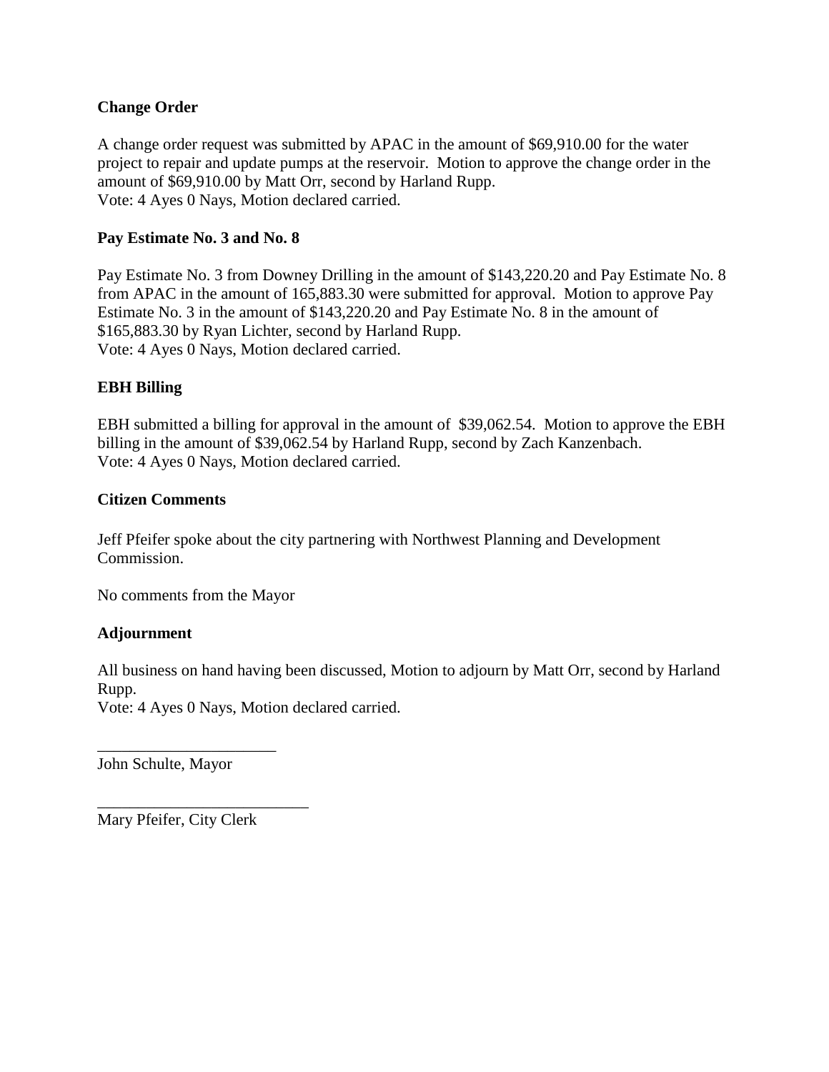**Change Order**

A change order request was submitted by APAC in the amount of $69,910.00 for the water project to repair and update pumps at the reservoir. Motion to approve the change order in the amount of $69,910.00 by Matt Orr, second by Harland Rupp.
Vote: 4 Ayes 0 Nays, Motion declared carried.

**Pay Estimate No. 3 and No. 8**

Pay Estimate No. 3 from Downey Drilling in the amount of $143,220.20 and Pay Estimate No. 8 from APAC in the amount of 165,883.30 were submitted for approval. Motion to approve Pay Estimate No. 3 in the amount of $143,220.20 and Pay Estimate No. 8 in the amount of $165,883.30 by Ryan Lichter, second by Harland Rupp.
Vote: 4 Ayes 0 Nays, Motion declared carried.

**EBH Billing**

EBH submitted a billing for approval in the amount of $39,062.54. Motion to approve the EBH billing in the amount of $39,062.54 by Harland Rupp, second by Zach Kanzenbach.
Vote: 4 Ayes 0 Nays, Motion declared carried.

**Citizen Comments**

Jeff Pfeifer spoke about the city partnering with Northwest Planning and Development Commission.

No comments from the Mayor

**Adjournment**

All business on hand having been discussed, Motion to adjourn by Matt Orr, second by Harland Rupp.
Vote: 4 Ayes 0 Nays, Motion declared carried.

______________________
John Schulte, Mayor

__________________________
Mary Pfeifer, City Clerk